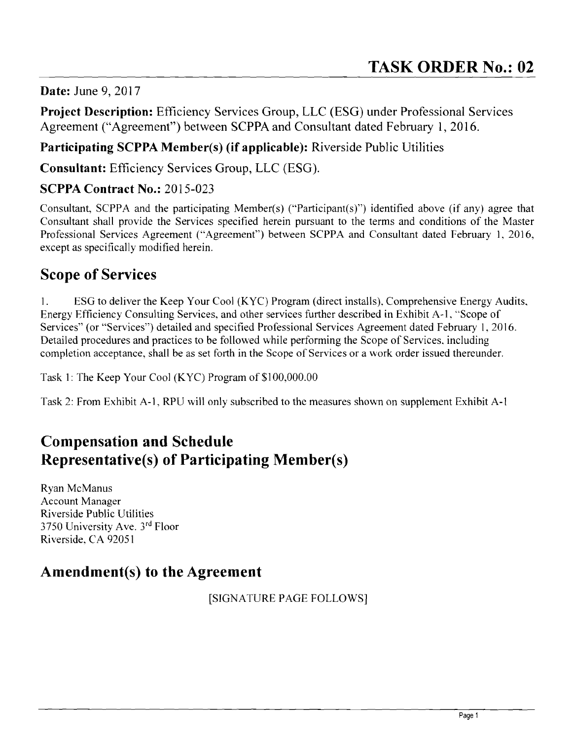# TASK ORDER No.: 02

**Date:** June 9, 2017

**Project Description:** Efficiency Services Group, LLC (ESG) under Professional Services Agreement ("Agreement") between SCPPA and Consultant dated February 1, 2016.

**Participating SCPPA Member(s) (if applicable):** Riverside Public Utilities

**Consultant:** Efficiency Services Group, LLC (ESG).

**SCPPA Contract No.:** 2015-023

Consultant, SCPPA and the participating Member(s) ("Participant(s)") identified above (if any) agree that Consultant shall provide the Services specified herein pursuant to the terms and conditions of the Master Professional Services Agreement ("Agreement") between SCPPA and Consultant dated February 1, 2016, except as specifically modified herein.

## Scope of Services

1. ESG to deliver the Keep Your Cool (KYC) Program (direct installs), Comprehensive Energy Audits, Energy Efficiency Consulting Services, and other services further described in Exhibit A-1, "Scope of Services" (or "Services") detailed and specified Professional Services Agreement dated February 1, 2016. Detailed procedures and practices to be followed while performing the Scope of Services, including completion acceptance, shall be as set forth in the Scope of Services or a work order issued thereunder.

Task 1: The Keep Your Cool (KYC) Program of $100,000.00

Task 2: From Exhibit A-1, RPU will only subscribed to the measures shown on supplement Exhibit A-1

## Compensation and Schedule

## Representative(s) of Participating Member(s)

Ryan McManus
Account Manager
Riverside Public Utilities
3750 University Ave. 3rd Floor
Riverside, CA 92051

## Amendment(s) to the Agreement

[SIGNATURE PAGE FOLLOWS]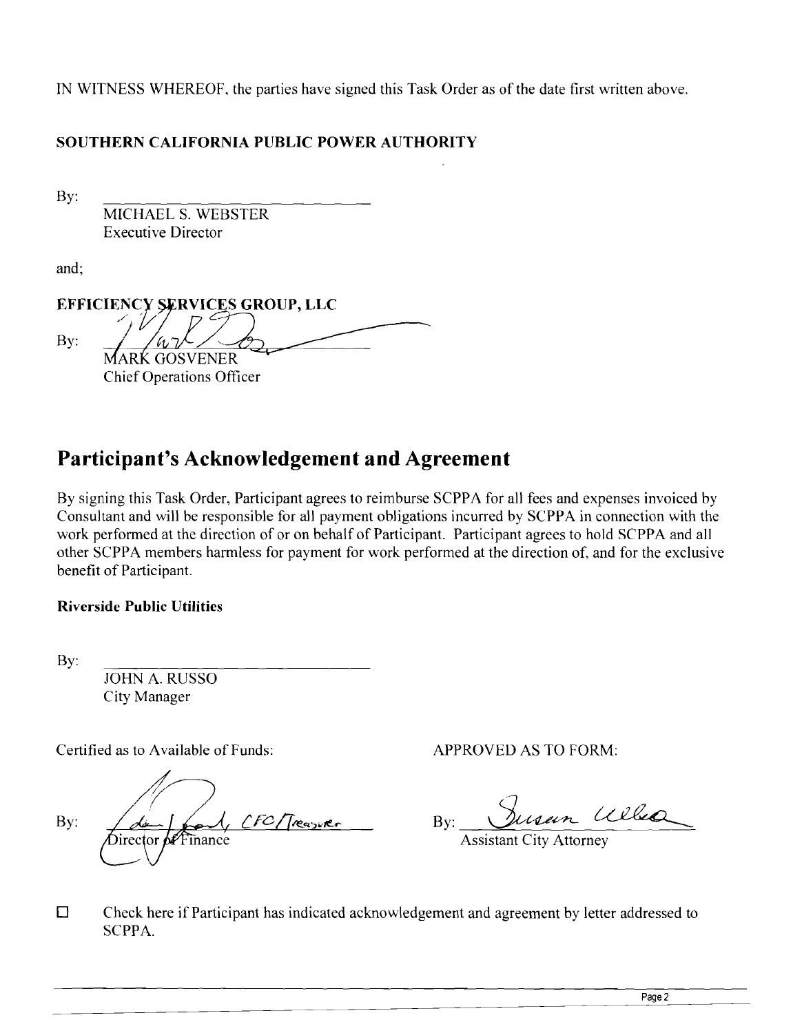IN WITNESS WHEREOF, the parties have signed this Task Order as of the date first written above.

**SOUTHERN CALIFORNIA PUBLIC POWER AUTHORITY**

By: ______________________________
MICHAEL S. WEBSTER
Executive Director

and;

**EFFICIENCY SERVICES GROUP, LLC**

By: ______________________________
MARK GOSVENER
Chief Operations Officer

# Participant's Acknowledgement and Agreement

By signing this Task Order, Participant agrees to reimburse SCPPA for all fees and expenses invoiced by Consultant and will be responsible for all payment obligations incurred by SCPPA in connection with the work performed at the direction of or on behalf of Participant. Participant agrees to hold SCPPA and all other SCPPA members harmless for payment for work performed at the direction of, and for the exclusive benefit of Participant.

**Riverside Public Utilities**

By: ______________________________
JOHN A. RUSSO
City Manager

Certified as to Available of Funds:

By: ______________________________ CFC/Treasurer
Director of Finance

APPROVED AS TO FORM:

By: ______________________________
Assistant City Attorney

☐ Check here if Participant has indicated acknowledgement and agreement by letter addressed to SCPPA.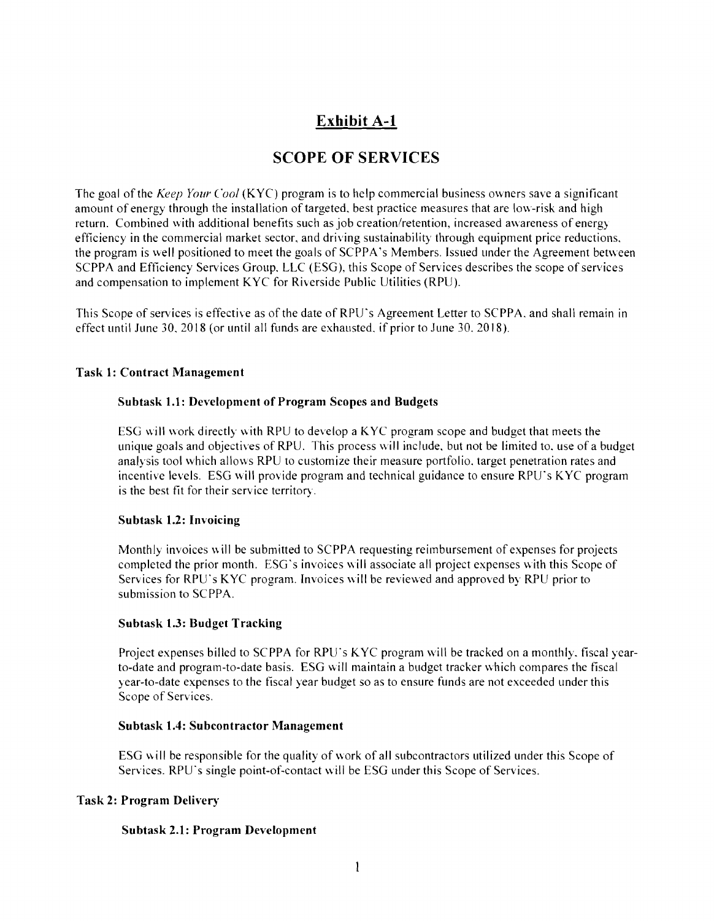# Exhibit A-1

## SCOPE OF SERVICES

The goal of the *Keep Your Cool* (KYC) program is to help commercial business owners save a significant amount of energy through the installation of targeted, best practice measures that are low-risk and high return. Combined with additional benefits such as job creation/retention, increased awareness of energy efficiency in the commercial market sector, and driving sustainability through equipment price reductions, the program is well positioned to meet the goals of SCPPA's Members. Issued under the Agreement between SCPPA and Efficiency Services Group, LLC (ESG), this Scope of Services describes the scope of services and compensation to implement KYC for Riverside Public Utilities (RPU).

This Scope of services is effective as of the date of RPU's Agreement Letter to SCPPA, and shall remain in effect until June 30, 2018 (or until all funds are exhausted, if prior to June 30, 2018).

### Task 1: Contract Management

#### Subtask 1.1: Development of Program Scopes and Budgets

ESG will work directly with RPU to develop a KYC program scope and budget that meets the unique goals and objectives of RPU. This process will include, but not be limited to, use of a budget analysis tool which allows RPU to customize their measure portfolio, target penetration rates and incentive levels. ESG will provide program and technical guidance to ensure RPU's KYC program is the best fit for their service territory.

#### Subtask 1.2: Invoicing

Monthly invoices will be submitted to SCPPA requesting reimbursement of expenses for projects completed the prior month. ESG's invoices will associate all project expenses with this Scope of Services for RPU's KYC program. Invoices will be reviewed and approved by RPU prior to submission to SCPPA.

#### Subtask 1.3: Budget Tracking

Project expenses billed to SCPPA for RPU's KYC program will be tracked on a monthly, fiscal year-to-date and program-to-date basis. ESG will maintain a budget tracker which compares the fiscal year-to-date expenses to the fiscal year budget so as to ensure funds are not exceeded under this Scope of Services.

#### Subtask 1.4: Subcontractor Management

ESG will be responsible for the quality of work of all subcontractors utilized under this Scope of Services. RPU's single point-of-contact will be ESG under this Scope of Services.

### Task 2: Program Delivery

#### Subtask 2.1: Program Development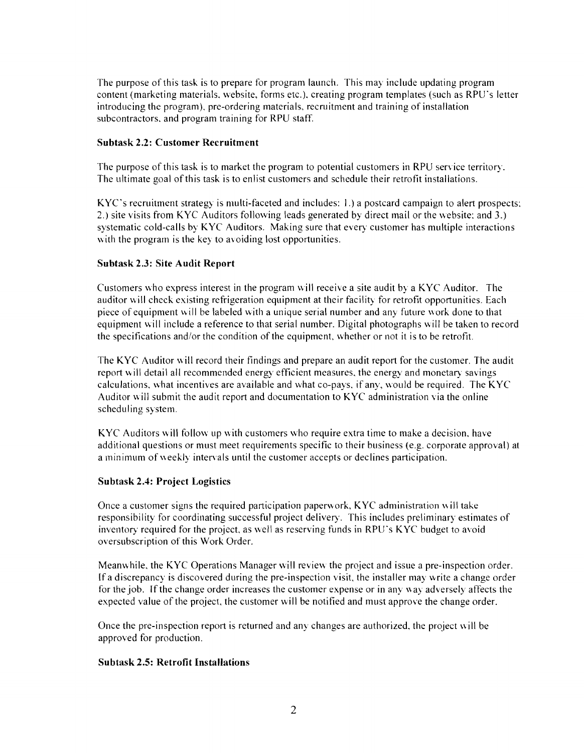The purpose of this task is to prepare for program launch. This may include updating program content (marketing materials, website, forms etc.), creating program templates (such as RPU's letter introducing the program), pre-ordering materials, recruitment and training of installation subcontractors, and program training for RPU staff.

**Subtask 2.2: Customer Recruitment**

The purpose of this task is to market the program to potential customers in RPU service territory. The ultimate goal of this task is to enlist customers and schedule their retrofit installations.

KYC's recruitment strategy is multi-faceted and includes: 1.) a postcard campaign to alert prospects; 2.) site visits from KYC Auditors following leads generated by direct mail or the website; and 3.) systematic cold-calls by KYC Auditors. Making sure that every customer has multiple interactions with the program is the key to avoiding lost opportunities.

**Subtask 2.3: Site Audit Report**

Customers who express interest in the program will receive a site audit by a KYC Auditor. The auditor will check existing refrigeration equipment at their facility for retrofit opportunities. Each piece of equipment will be labeled with a unique serial number and any future work done to that equipment will include a reference to that serial number. Digital photographs will be taken to record the specifications and/or the condition of the equipment, whether or not it is to be retrofit.

The KYC Auditor will record their findings and prepare an audit report for the customer. The audit report will detail all recommended energy efficient measures, the energy and monetary savings calculations, what incentives are available and what co-pays, if any, would be required. The KYC Auditor will submit the audit report and documentation to KYC administration via the online scheduling system.

KYC Auditors will follow up with customers who require extra time to make a decision, have additional questions or must meet requirements specific to their business (e.g. corporate approval) at a minimum of weekly intervals until the customer accepts or declines participation.

**Subtask 2.4: Project Logistics**

Once a customer signs the required participation paperwork, KYC administration will take responsibility for coordinating successful project delivery. This includes preliminary estimates of inventory required for the project, as well as reserving funds in RPU's KYC budget to avoid oversubscription of this Work Order.

Meanwhile, the KYC Operations Manager will review the project and issue a pre-inspection order. If a discrepancy is discovered during the pre-inspection visit, the installer may write a change order for the job. If the change order increases the customer expense or in any way adversely affects the expected value of the project, the customer will be notified and must approve the change order.

Once the pre-inspection report is returned and any changes are authorized, the project will be approved for production.

**Subtask 2.5: Retrofit Installations**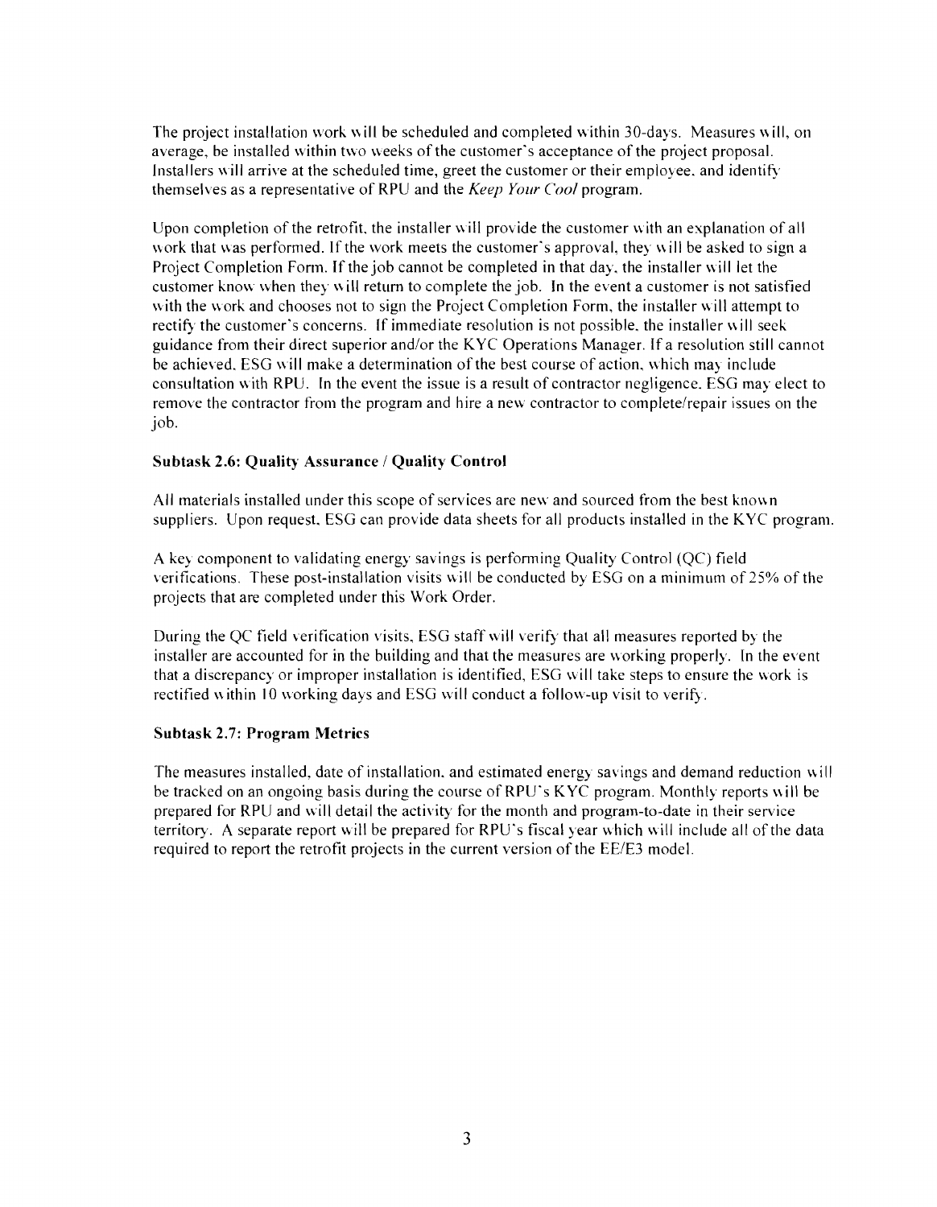The project installation work will be scheduled and completed within 30-days. Measures will, on average, be installed within two weeks of the customer's acceptance of the project proposal. Installers will arrive at the scheduled time, greet the customer or their employee, and identify themselves as a representative of RPU and the *Keep Your Cool* program.

Upon completion of the retrofit, the installer will provide the customer with an explanation of all work that was performed. If the work meets the customer's approval, they will be asked to sign a Project Completion Form. If the job cannot be completed in that day, the installer will let the customer know when they will return to complete the job. In the event a customer is not satisfied with the work and chooses not to sign the Project Completion Form, the installer will attempt to rectify the customer's concerns. If immediate resolution is not possible, the installer will seek guidance from their direct superior and/or the KYC Operations Manager. If a resolution still cannot be achieved, ESG will make a determination of the best course of action, which may include consultation with RPU. In the event the issue is a result of contractor negligence, ESG may elect to remove the contractor from the program and hire a new contractor to complete/repair issues on the job.

**Subtask 2.6: Quality Assurance / Quality Control**

All materials installed under this scope of services are new and sourced from the best known suppliers. Upon request, ESG can provide data sheets for all products installed in the KYC program.

A key component to validating energy savings is performing Quality Control (QC) field verifications. These post-installation visits will be conducted by ESG on a minimum of 25% of the projects that are completed under this Work Order.

During the QC field verification visits, ESG staff will verify that all measures reported by the installer are accounted for in the building and that the measures are working properly. In the event that a discrepancy or improper installation is identified, ESG will take steps to ensure the work is rectified within 10 working days and ESG will conduct a follow-up visit to verify.

**Subtask 2.7: Program Metrics**

The measures installed, date of installation, and estimated energy savings and demand reduction will be tracked on an ongoing basis during the course of RPU's KYC program. Monthly reports will be prepared for RPU and will detail the activity for the month and program-to-date in their service territory. A separate report will be prepared for RPU's fiscal year which will include all of the data required to report the retrofit projects in the current version of the EE/E3 model.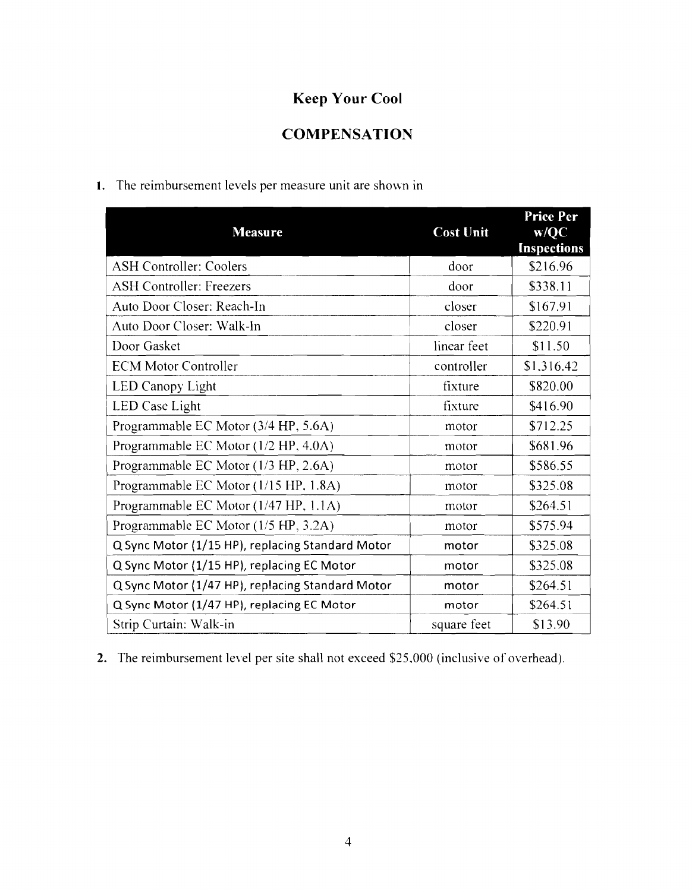# Keep Your Cool

## COMPENSATION

1. The reimbursement levels per measure unit are shown in

| Measure | Cost Unit | Price Per w/QC Inspections |
|---|---|---|
| ASH Controller: Coolers | door | $216.96 |
| ASH Controller: Freezers | door | $338.11 |
| Auto Door Closer: Reach-In | closer | $167.91 |
| Auto Door Closer: Walk-In | closer | $220.91 |
| Door Gasket | linear feet | $11.50 |
| ECM Motor Controller | controller | $1,316.42 |
| LED Canopy Light | fixture | $820.00 |
| LED Case Light | fixture | $416.90 |
| Programmable EC Motor (3/4 HP, 5.6A) | motor | $712.25 |
| Programmable EC Motor (1/2 HP, 4.0A) | motor | $681.96 |
| Programmable EC Motor (1/3 HP, 2.6A) | motor | $586.55 |
| Programmable EC Motor (1/15 HP, 1.8A) | motor | $325.08 |
| Programmable EC Motor (1/47 HP, 1.1A) | motor | $264.51 |
| Programmable EC Motor (1/5 HP, 3.2A) | motor | $575.94 |
| Q Sync Motor (1/15 HP), replacing Standard Motor | motor | $325.08 |
| Q Sync Motor (1/15 HP), replacing EC Motor | motor | $325.08 |
| Q Sync Motor (1/47 HP), replacing Standard Motor | motor | $264.51 |
| Q Sync Motor (1/47 HP), replacing EC Motor | motor | $264.51 |
| Strip Curtain: Walk-in | square feet | $13.90 |

2. The reimbursement level per site shall not exceed $25,000 (inclusive of overhead).